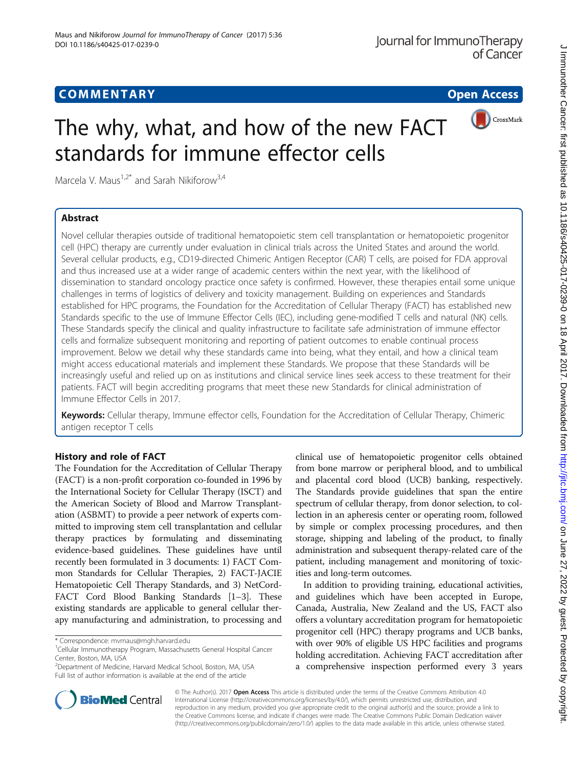COMMENTARY

Open Access

# The why, what, and how of the new FACT standards for immune effector cells

Marcela V. Maus[1,2*] and Sarah Nikiforow[3,4]

## Abstract

Novel cellular therapies outside of traditional hematopoietic stem cell transplantation or hematopoietic progenitor cell (HPC) therapy are currently under evaluation in clinical trials across the United States and around the world. Several cellular products, e.g., CD19-directed Chimeric Antigen Receptor (CAR) T cells, are poised for FDA approval and thus increased use at a wider range of academic centers within the next year, with the likelihood of dissemination to standard oncology practice once safety is confirmed. However, these therapies entail some unique challenges in terms of logistics of delivery and toxicity management. Building on experiences and Standards established for HPC programs, the Foundation for the Accreditation of Cellular Therapy (FACT) has established new Standards specific to the use of Immune Effector Cells (IEC), including gene-modified T cells and natural (NK) cells. These Standards specify the clinical and quality infrastructure to facilitate safe administration of immune effector cells and formalize subsequent monitoring and reporting of patient outcomes to enable continual process improvement. Below we detail why these standards came into being, what they entail, and how a clinical team might access educational materials and implement these Standards. We propose that these Standards will be increasingly useful and relied up on as institutions and clinical service lines seek access to these treatment for their patients. FACT will begin accrediting programs that meet these new Standards for clinical administration of Immune Effector Cells in 2017.

**Keywords:** Cellular therapy, Immune effector cells, Foundation for the Accreditation of Cellular Therapy, Chimeric antigen receptor T cells

## History and role of FACT

The Foundation for the Accreditation of Cellular Therapy (FACT) is a non-profit corporation co-founded in 1996 by the International Society for Cellular Therapy (ISCT) and the American Society of Blood and Marrow Transplantation (ASBMT) to provide a peer network of experts committed to improving stem cell transplantation and cellular therapy practices by formulating and disseminating evidence-based guidelines. These guidelines have until recently been formulated in 3 documents: 1) FACT Common Standards for Cellular Therapies, 2) FACT-JACIE Hematopoietic Cell Therapy Standards, and 3) NetCord-FACT Cord Blood Banking Standards [1–3]. These existing standards are applicable to general cellular therapy manufacturing and administration, to processing and clinical use of hematopoietic progenitor cells obtained from bone marrow or peripheral blood, and to umbilical and placental cord blood (UCB) banking, respectively. The Standards provide guidelines that span the entire spectrum of cellular therapy, from donor selection, to collection in an apheresis center or operating room, followed by simple or complex processing procedures, and then storage, shipping and labeling of the product, to finally administration and subsequent therapy-related care of the patient, including management and monitoring of toxicities and long-term outcomes.

In addition to providing training, educational activities, and guidelines which have been accepted in Europe, Canada, Australia, New Zealand and the US, FACT also offers a voluntary accreditation program for hematopoietic progenitor cell (HPC) therapy programs and UCB banks, with over 90% of eligible US HPC facilities and programs holding accreditation. Achieving FACT accreditation after a comprehensive inspection performed every 3 years

* Correspondence: mvmaus@mgh.harvard.edu
[1]Cellular Immunotherapy Program, Massachusetts General Hospital Cancer Center, Boston, MA, USA
[2]Department of Medicine, Harvard Medical School, Boston, MA, USA
Full list of author information is available at the end of the article

© The Author(s). 2017 **Open Access** This article is distributed under the terms of the Creative Commons Attribution 4.0 International License (http://creativecommons.org/licenses/by/4.0/), which permits unrestricted use, distribution, and reproduction in any medium, provided you give appropriate credit to the original author(s) and the source, provide a link to the Creative Commons license, and indicate if changes were made. The Creative Commons Public Domain Dedication waiver (http://creativecommons.org/publicdomain/zero/1.0/) applies to the data made available in this article, unless otherwise stated.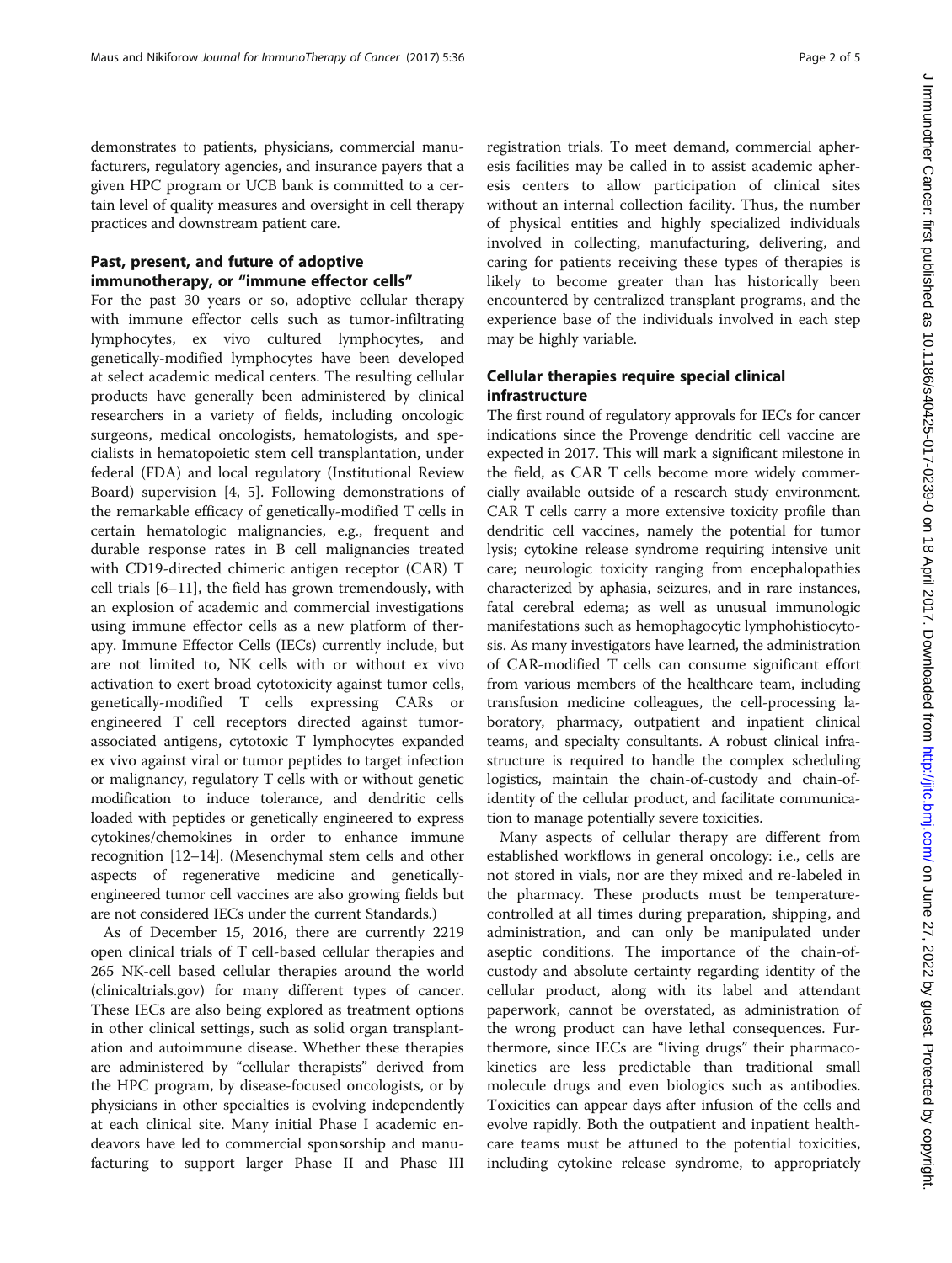demonstrates to patients, physicians, commercial manufacturers, regulatory agencies, and insurance payers that a given HPC program or UCB bank is committed to a certain level of quality measures and oversight in cell therapy practices and downstream patient care.

## Past, present, and future of adoptive immunotherapy, or "immune effector cells"

For the past 30 years or so, adoptive cellular therapy with immune effector cells such as tumor-infiltrating lymphocytes, ex vivo cultured lymphocytes, and genetically-modified lymphocytes have been developed at select academic medical centers. The resulting cellular products have generally been administered by clinical researchers in a variety of fields, including oncologic surgeons, medical oncologists, hematologists, and specialists in hematopoietic stem cell transplantation, under federal (FDA) and local regulatory (Institutional Review Board) supervision [4, 5]. Following demonstrations of the remarkable efficacy of genetically-modified T cells in certain hematologic malignancies, e.g., frequent and durable response rates in B cell malignancies treated with CD19-directed chimeric antigen receptor (CAR) T cell trials [6–11], the field has grown tremendously, with an explosion of academic and commercial investigations using immune effector cells as a new platform of therapy. Immune Effector Cells (IECs) currently include, but are not limited to, NK cells with or without ex vivo activation to exert broad cytotoxicity against tumor cells, genetically-modified T cells expressing CARs or engineered T cell receptors directed against tumor-associated antigens, cytotoxic T lymphocytes expanded ex vivo against viral or tumor peptides to target infection or malignancy, regulatory T cells with or without genetic modification to induce tolerance, and dendritic cells loaded with peptides or genetically engineered to express cytokines/chemokines in order to enhance immune recognition [12–14]. (Mesenchymal stem cells and other aspects of regenerative medicine and genetically-engineered tumor cell vaccines are also growing fields but are not considered IECs under the current Standards.)

As of December 15, 2016, there are currently 2219 open clinical trials of T cell-based cellular therapies and 265 NK-cell based cellular therapies around the world (clinicaltrials.gov) for many different types of cancer. These IECs are also being explored as treatment options in other clinical settings, such as solid organ transplantation and autoimmune disease. Whether these therapies are administered by "cellular therapists" derived from the HPC program, by disease-focused oncologists, or by physicians in other specialties is evolving independently at each clinical site. Many initial Phase I academic endeavors have led to commercial sponsorship and manufacturing to support larger Phase II and Phase III registration trials. To meet demand, commercial apheresis facilities may be called in to assist academic apheresis centers to allow participation of clinical sites without an internal collection facility. Thus, the number of physical entities and highly specialized individuals involved in collecting, manufacturing, delivering, and caring for patients receiving these types of therapies is likely to become greater than has historically been encountered by centralized transplant programs, and the experience base of the individuals involved in each step may be highly variable.

## Cellular therapies require special clinical infrastructure

The first round of regulatory approvals for IECs for cancer indications since the Provenge dendritic cell vaccine are expected in 2017. This will mark a significant milestone in the field, as CAR T cells become more widely commercially available outside of a research study environment. CAR T cells carry a more extensive toxicity profile than dendritic cell vaccines, namely the potential for tumor lysis; cytokine release syndrome requiring intensive unit care; neurologic toxicity ranging from encephalopathies characterized by aphasia, seizures, and in rare instances, fatal cerebral edema; as well as unusual immunologic manifestations such as hemophagocytic lymphohistiocytosis. As many investigators have learned, the administration of CAR-modified T cells can consume significant effort from various members of the healthcare team, including transfusion medicine colleagues, the cell-processing laboratory, pharmacy, outpatient and inpatient clinical teams, and specialty consultants. A robust clinical infrastructure is required to handle the complex scheduling logistics, maintain the chain-of-custody and chain-of-identity of the cellular product, and facilitate communication to manage potentially severe toxicities.

Many aspects of cellular therapy are different from established workflows in general oncology: i.e., cells are not stored in vials, nor are they mixed and re-labeled in the pharmacy. These products must be temperature-controlled at all times during preparation, shipping, and administration, and can only be manipulated under aseptic conditions. The importance of the chain-of-custody and absolute certainty regarding identity of the cellular product, along with its label and attendant paperwork, cannot be overstated, as administration of the wrong product can have lethal consequences. Furthermore, since IECs are "living drugs" their pharmacokinetics are less predictable than traditional small molecule drugs and even biologics such as antibodies. Toxicities can appear days after infusion of the cells and evolve rapidly. Both the outpatient and inpatient healthcare teams must be attuned to the potential toxicities, including cytokine release syndrome, to appropriately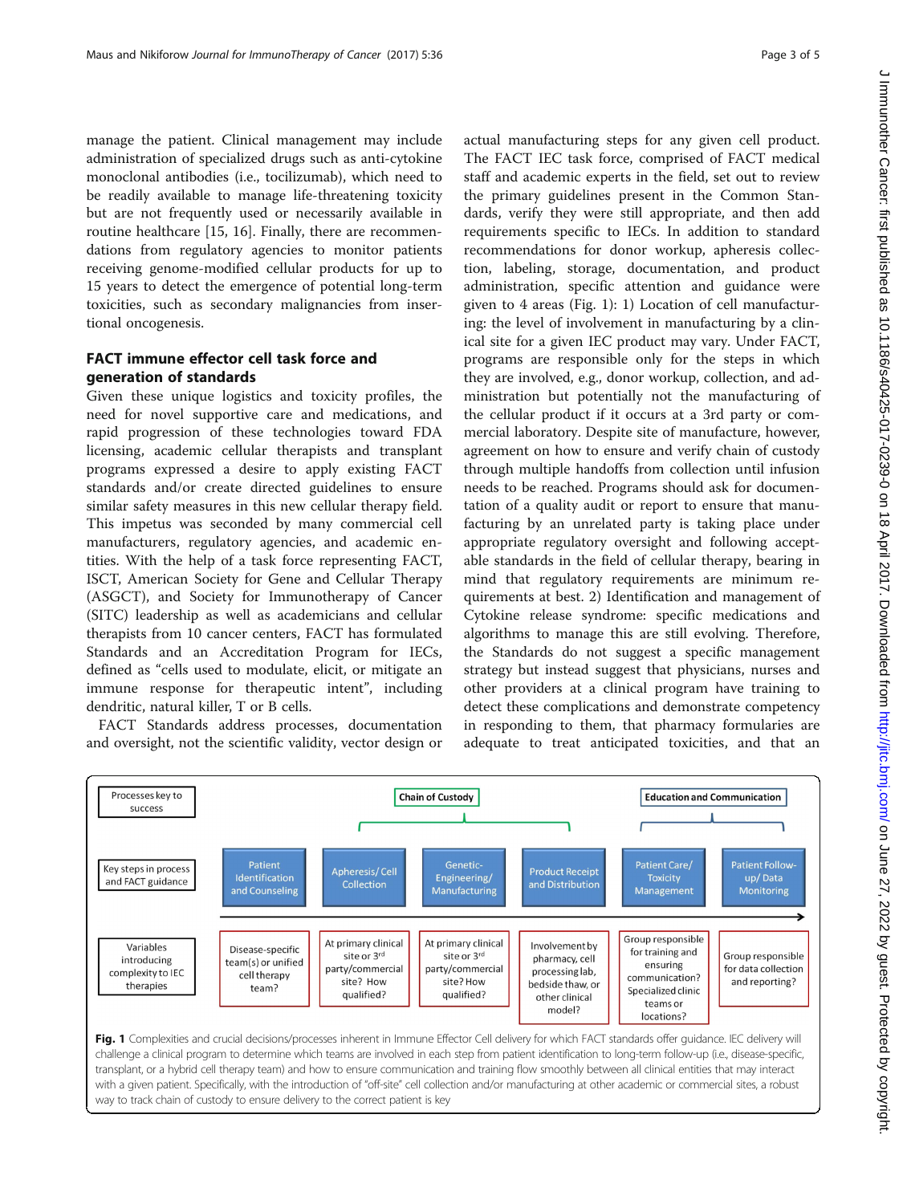manage the patient. Clinical management may include administration of specialized drugs such as anti-cytokine monoclonal antibodies (i.e., tocilizumab), which need to be readily available to manage life-threatening toxicity but are not frequently used or necessarily available in routine healthcare [15, 16]. Finally, there are recommendations from regulatory agencies to monitor patients receiving genome-modified cellular products for up to 15 years to detect the emergence of potential long-term toxicities, such as secondary malignancies from insertional oncogenesis.

## FACT immune effector cell task force and generation of standards

Given these unique logistics and toxicity profiles, the need for novel supportive care and medications, and rapid progression of these technologies toward FDA licensing, academic cellular therapists and transplant programs expressed a desire to apply existing FACT standards and/or create directed guidelines to ensure similar safety measures in this new cellular therapy field. This impetus was seconded by many commercial cell manufacturers, regulatory agencies, and academic entities. With the help of a task force representing FACT, ISCT, American Society for Gene and Cellular Therapy (ASGCT), and Society for Immunotherapy of Cancer (SITC) leadership as well as academicians and cellular therapists from 10 cancer centers, FACT has formulated Standards and an Accreditation Program for IECs, defined as "cells used to modulate, elicit, or mitigate an immune response for therapeutic intent", including dendritic, natural killer, T or B cells.

FACT Standards address processes, documentation and oversight, not the scientific validity, vector design or actual manufacturing steps for any given cell product. The FACT IEC task force, comprised of FACT medical staff and academic experts in the field, set out to review the primary guidelines present in the Common Standards, verify they were still appropriate, and then add requirements specific to IECs. In addition to standard recommendations for donor workup, apheresis collection, labeling, storage, documentation, and product administration, specific attention and guidance were given to 4 areas (Fig. 1): 1) Location of cell manufacturing: the level of involvement in manufacturing by a clinical site for a given IEC product may vary. Under FACT, programs are responsible only for the steps in which they are involved, e.g., donor workup, collection, and administration but potentially not the manufacturing of the cellular product if it occurs at a 3rd party or commercial laboratory. Despite site of manufacture, however, agreement on how to ensure and verify chain of custody through multiple handoffs from collection until infusion needs to be reached. Programs should ask for documentation of a quality audit or report to ensure that manufacturing by an unrelated party is taking place under appropriate regulatory oversight and following acceptable standards in the field of cellular therapy, bearing in mind that regulatory requirements are minimum requirements at best. 2) Identification and management of Cytokine release syndrome: specific medications and algorithms to manage this are still evolving. Therefore, the Standards do not suggest a specific management strategy but instead suggest that physicians, nurses and other providers at a clinical program have training to detect these complications and demonstrate competency in responding to them, that pharmacy formularies are adequate to treat anticipated toxicities, and that an

Processes key to success
Chain of Custody
Education and Communication

Key steps in process and FACT guidance
Patient Identification and Counseling
Apheresis/ Cell Collection
Genetic-Engineering/ Manufacturing
Product Receipt and Distribution
Patient Care/ Toxicity Management
Patient Follow-up/ Data Monitoring

Variables introducing complexity to IEC therapies
Disease-specific team(s) or unified cell therapy team?
At primary clinical site or 3rd party/commercial site? How qualified?
At primary clinical site or 3rd party/commercial site? How qualified?
Involvement by pharmacy, cell processing lab, bedside thaw, or other clinical model?
Group responsible for training and ensuring communication? Specialized clinic teams or locations?
Group responsible for data collection and reporting?

**Fig. 1** Complexities and crucial decisions/processes inherent in Immune Effector Cell delivery for which FACT standards offer guidance. IEC delivery will challenge a clinical program to determine which teams are involved in each step from patient identification to long-term follow-up (i.e., disease-specific, transplant, or a hybrid cell therapy team) and how to ensure communication and training flow smoothly between all clinical entities that may interact with a given patient. Specifically, with the introduction of "off-site" cell collection and/or manufacturing at other academic or commercial sites, a robust way to track chain of custody to ensure delivery to the correct patient is key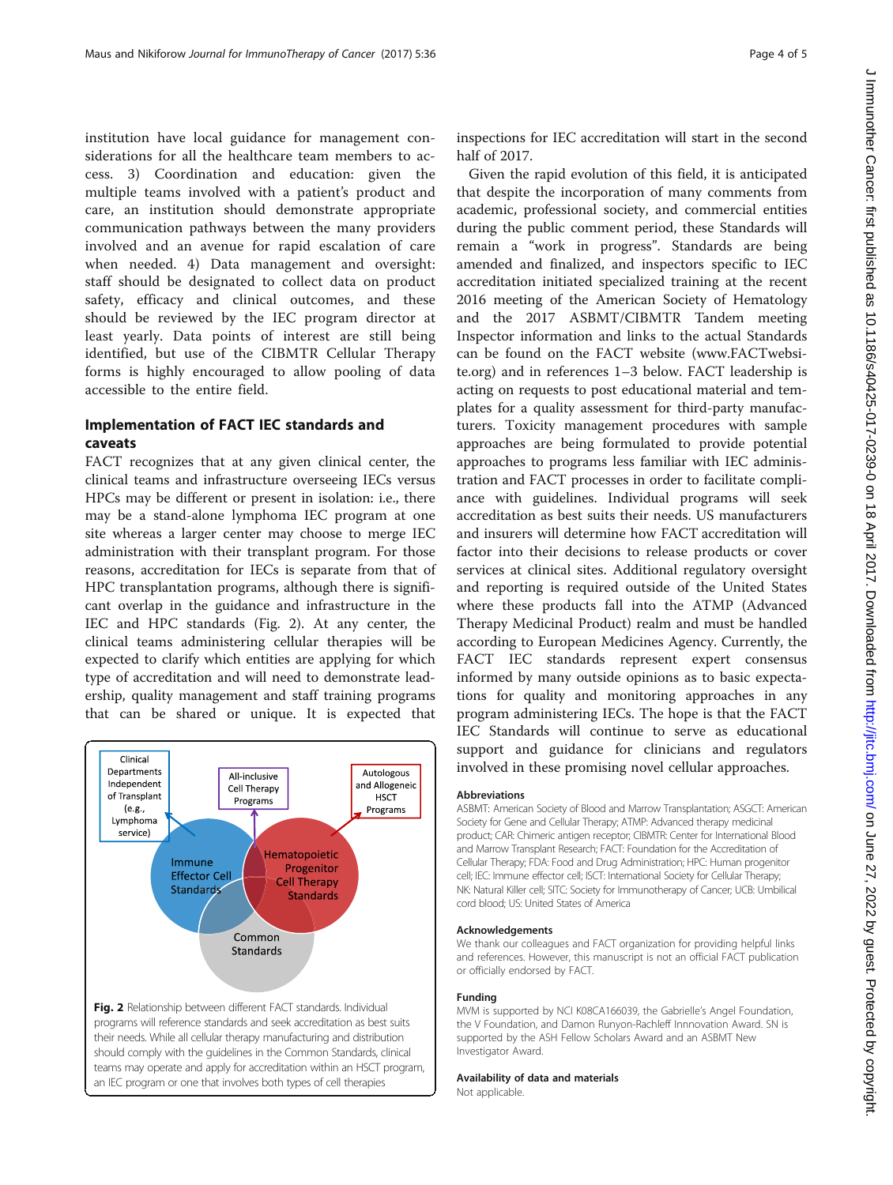institution have local guidance for management considerations for all the healthcare team members to access. 3) Coordination and education: given the multiple teams involved with a patient's product and care, an institution should demonstrate appropriate communication pathways between the many providers involved and an avenue for rapid escalation of care when needed. 4) Data management and oversight: staff should be designated to collect data on product safety, efficacy and clinical outcomes, and these should be reviewed by the IEC program director at least yearly. Data points of interest are still being identified, but use of the CIBMTR Cellular Therapy forms is highly encouraged to allow pooling of data accessible to the entire field.

## Implementation of FACT IEC standards and caveats

FACT recognizes that at any given clinical center, the clinical teams and infrastructure overseeing IECs versus HPCs may be different or present in isolation: i.e., there may be a stand-alone lymphoma IEC program at one site whereas a larger center may choose to merge IEC administration with their transplant program. For those reasons, accreditation for IECs is separate from that of HPC transplantation programs, although there is significant overlap in the guidance and infrastructure in the IEC and HPC standards (Fig. 2). At any center, the clinical teams administering cellular therapies will be expected to clarify which entities are applying for which type of accreditation and will need to demonstrate leadership, quality management and staff training programs that can be shared or unique. It is expected that inspections for IEC accreditation will start in the second half of 2017.

Clinical Departments Independent of Transplant (e.g., Lymphoma service)

All-inclusive Cell Therapy Programs

Autologous and Allogeneic HSCT Programs

Immune Effector Cell Standards

Hematopoietic Progenitor Cell Therapy Standards

Common Standards

**Fig. 2** Relationship between different FACT standards. Individual programs will reference standards and seek accreditation as best suits their needs. While all cellular therapy manufacturing and distribution should comply with the guidelines in the Common Standards, clinical teams may operate and apply for accreditation within an HSCT program, an IEC program or one that involves both types of cell therapies

Given the rapid evolution of this field, it is anticipated that despite the incorporation of many comments from academic, professional society, and commercial entities during the public comment period, these Standards will remain a "work in progress". Standards are being amended and finalized, and inspectors specific to IEC accreditation initiated specialized training at the recent 2016 meeting of the American Society of Hematology and the 2017 ASBMT/CIBMTR Tandem meeting Inspector information and links to the actual Standards can be found on the FACT website (www.FACTwebsite.org) and in references 1–3 below. FACT leadership is acting on requests to post educational material and templates for a quality assessment for third-party manufacturers. Toxicity management procedures with sample approaches are being formulated to provide potential approaches to programs less familiar with IEC administration and FACT processes in order to facilitate compliance with guidelines. Individual programs will seek accreditation as best suits their needs. US manufacturers and insurers will determine how FACT accreditation will factor into their decisions to release products or cover services at clinical sites. Additional regulatory oversight and reporting is required outside of the United States where these products fall into the ATMP (Advanced Therapy Medicinal Product) realm and must be handled according to European Medicines Agency. Currently, the FACT IEC standards represent expert consensus informed by many outside opinions as to basic expectations for quality and monitoring approaches in any program administering IECs. The hope is that the FACT IEC Standards will continue to serve as educational support and guidance for clinicians and regulators involved in these promising novel cellular approaches.

### Abbreviations

ASBMT: American Society of Blood and Marrow Transplantation; ASGCT: American Society for Gene and Cellular Therapy; ATMP: Advanced therapy medicinal product; CAR: Chimeric antigen receptor; CIBMTR: Center for International Blood and Marrow Transplant Research; FACT: Foundation for the Accreditation of Cellular Therapy; FDA: Food and Drug Administration; HPC: Human progenitor cell; IEC: Immune effector cell; ISCT: International Society for Cellular Therapy; NK: Natural Killer cell; SITC: Society for Immunotherapy of Cancer; UCB: Umbilical cord blood; US: United States of America

### Acknowledgements

We thank our colleagues and FACT organization for providing helpful links and references. However, this manuscript is not an official FACT publication or officially endorsed by FACT.

### Funding

MVM is supported by NCI K08CA166039, the Gabrielle's Angel Foundation, the V Foundation, and Damon Runyon-Rachleff Innnovation Award. SN is supported by the ASH Fellow Scholars Award and an ASBMT New Investigator Award.

### Availability of data and materials

Not applicable.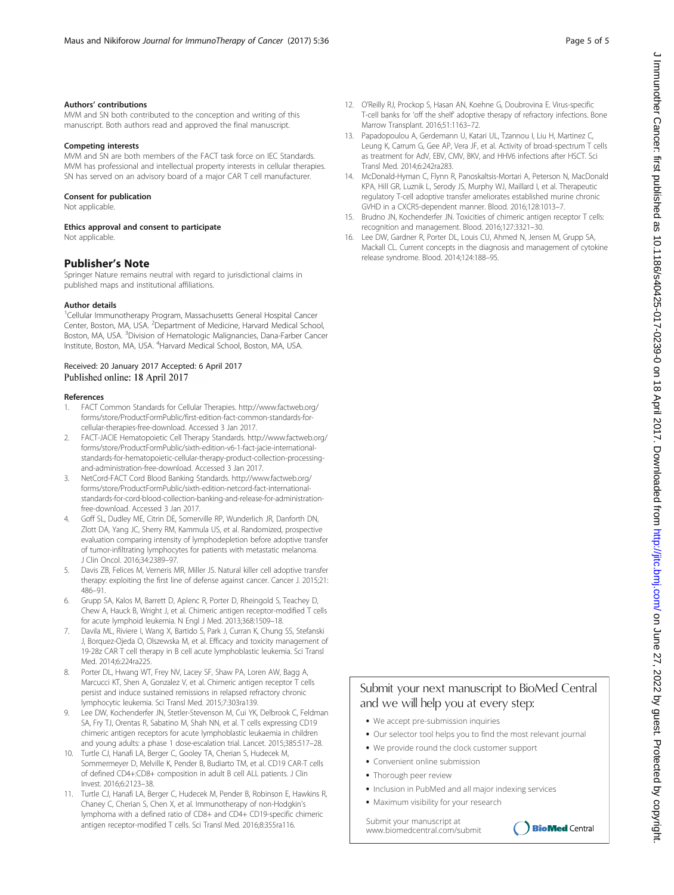#### Authors' contributions

MVM and SN both contributed to the conception and writing of this manuscript. Both authors read and approved the final manuscript.

#### Competing interests

MVM and SN are both members of the FACT task force on IEC Standards. MVM has professional and intellectual property interests in cellular therapies. SN has served on an advisory board of a major CAR T cell manufacturer.

#### Consent for publication

Not applicable.

#### Ethics approval and consent to participate

Not applicable.

## Publisher's Note

Springer Nature remains neutral with regard to jurisdictional claims in published maps and institutional affiliations.

#### Author details

[1]Cellular Immunotherapy Program, Massachusetts General Hospital Cancer Center, Boston, MA, USA. [2]Department of Medicine, Harvard Medical School, Boston, MA, USA. [3]Division of Hematologic Malignancies, Dana-Farber Cancer Institute, Boston, MA, USA. [4]Harvard Medical School, Boston, MA, USA.

Received: 20 January 2017 Accepted: 6 April 2017
Published online: 18 April 2017

#### References

1. FACT Common Standards for Cellular Therapies. http://www.factweb.org/forms/store/ProductFormPublic/first-edition-fact-common-standards-for-cellular-therapies-free-download. Accessed 3 Jan 2017.
2. FACT-JACIE Hematopoietic Cell Therapy Standards. http://www.factweb.org/forms/store/ProductFormPublic/sixth-edition-v6-1-fact-jacie-international-standards-for-hematopoietic-cellular-therapy-product-collection-processing-and-administration-free-download. Accessed 3 Jan 2017.
3. NetCord-FACT Cord Blood Banking Standards. http://www.factweb.org/forms/store/ProductFormPublic/sixth-edition-netcord-fact-international-standards-for-cord-blood-collection-banking-and-release-for-administration-free-download. Accessed 3 Jan 2017.
4. Goff SL, Dudley ME, Citrin DE, Somerville RP, Wunderlich JR, Danforth DN, Zlott DA, Yang JC, Sherry RM, Kammula US, et al. Randomized, prospective evaluation comparing intensity of lymphodepletion before adoptive transfer of tumor-infiltrating lymphocytes for patients with metastatic melanoma. J Clin Oncol. 2016;34:2389–97.
5. Davis ZB, Felices M, Verneris MR, Miller JS. Natural killer cell adoptive transfer therapy: exploiting the first line of defense against cancer. Cancer J. 2015;21:486–91.
6. Grupp SA, Kalos M, Barrett D, Aplenc R, Porter D, Rheingold S, Teachey D, Chew A, Hauck B, Wright J, et al. Chimeric antigen receptor-modified T cells for acute lymphoid leukemia. N Engl J Med. 2013;368:1509–18.
7. Davila ML, Riviere I, Wang X, Bartido S, Park J, Curran K, Chung SS, Stefanski J, Borquez-Ojeda O, Olszewska M, et al. Efficacy and toxicity management of 19-28z CAR T cell therapy in B cell acute lymphoblastic leukemia. Sci Transl Med. 2014;6:224ra225.
8. Porter DL, Hwang WT, Frey NV, Lacey SF, Shaw PA, Loren AW, Bagg A, Marcucci KT, Shen A, Gonzalez V, et al. Chimeric antigen receptor T cells persist and induce sustained remissions in relapsed refractory chronic lymphocytic leukemia. Sci Transl Med. 2015;7:303ra139.
9. Lee DW, Kochenderfer JN, Stetler-Stevenson M, Cui YK, Delbrook C, Feldman SA, Fry TJ, Orentas R, Sabatino M, Shah NN, et al. T cells expressing CD19 chimeric antigen receptors for acute lymphoblastic leukaemia in children and young adults: a phase 1 dose-escalation trial. Lancet. 2015;385:517–28.
10. Turtle CJ, Hanafi LA, Berger C, Gooley TA, Cherian S, Hudecek M, Sommermeyer D, Melville K, Pender B, Budiarto TM, et al. CD19 CAR-T cells of defined CD4+:CD8+ composition in adult B cell ALL patients. J Clin Invest. 2016;6:2123–38.
11. Turtle CJ, Hanafi LA, Berger C, Hudecek M, Pender B, Robinson E, Hawkins R, Chaney C, Cherian S, Chen X, et al. Immunotherapy of non-Hodgkin's lymphoma with a defined ratio of CD8+ and CD4+ CD19-specific chimeric antigen receptor-modified T cells. Sci Transl Med. 2016;8:355ra116.
12. O'Reilly RJ, Prockop S, Hasan AN, Koehne G, Doubrovina E. Virus-specific T-cell banks for 'off the shelf' adoptive therapy of refractory infections. Bone Marrow Transplant. 2016;51:1163–72.
13. Papadopoulou A, Gerdemann U, Katari UL, Tzannou I, Liu H, Martinez C, Leung K, Carrum G, Gee AP, Vera JF, et al. Activity of broad-spectrum T cells as treatment for AdV, EBV, CMV, BKV, and HHV6 infections after HSCT. Sci Transl Med. 2014;6:242ra283.
14. McDonald-Hyman C, Flynn R, Panoskaltsis-Mortari A, Peterson N, MacDonald KPA, Hill GR, Luznik L, Serody JS, Murphy WJ, Maillard I, et al. Therapeutic regulatory T-cell adoptive transfer ameliorates established murine chronic GVHD in a CXCR5-dependent manner. Blood. 2016;128:1013–7.
15. Brudno JN, Kochenderfer JN. Toxicities of chimeric antigen receptor T cells: recognition and management. Blood. 2016;127:3321–30.
16. Lee DW, Gardner R, Porter DL, Louis CU, Ahmed N, Jensen M, Grupp SA, Mackall CL. Current concepts in the diagnosis and management of cytokine release syndrome. Blood. 2014;124:188–95.